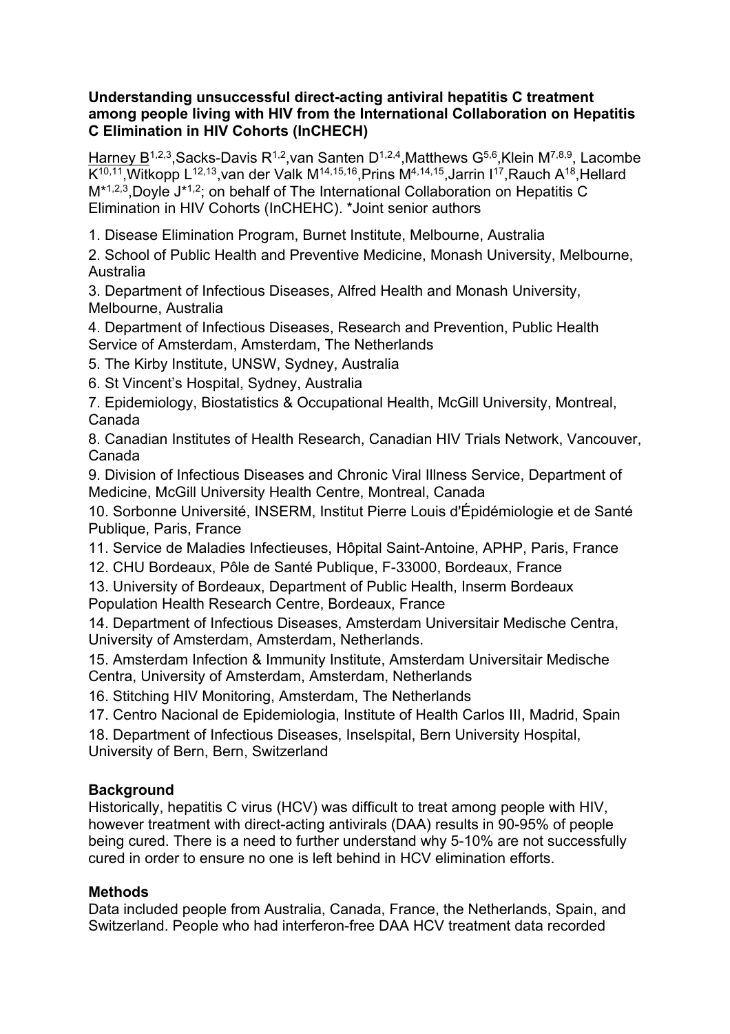**Understanding unsuccessful direct-acting antiviral hepatitis C treatment among people living with HIV from the International Collaboration on Hepatitis C Elimination in HIV Cohorts (InCHECH)**

Harney B[1,2,3], Sacks-Davis R[1,2], van Santen D[1,2,4], Matthews G[5,6], Klein M[7,8,9], Lacombe K[10,11], Witkopp L[12,13], van der Valk M[14,15,16], Prins M[4,14,15], Jarrin I[17], Rauch A[18], Hellard M*[1,2,3], Doyle J*[1,2]; on behalf of The International Collaboration on Hepatitis C Elimination in HIV Cohorts (InCHEHC). *Joint senior authors

1. Disease Elimination Program, Burnet Institute, Melbourne, Australia
2. School of Public Health and Preventive Medicine, Monash University, Melbourne, Australia
3. Department of Infectious Diseases, Alfred Health and Monash University, Melbourne, Australia
4. Department of Infectious Diseases, Research and Prevention, Public Health Service of Amsterdam, Amsterdam, The Netherlands
5. The Kirby Institute, UNSW, Sydney, Australia
6. St Vincent's Hospital, Sydney, Australia
7. Epidemiology, Biostatistics & Occupational Health, McGill University, Montreal, Canada
8. Canadian Institutes of Health Research, Canadian HIV Trials Network, Vancouver, Canada
9. Division of Infectious Diseases and Chronic Viral Illness Service, Department of Medicine, McGill University Health Centre, Montreal, Canada
10. Sorbonne Université, INSERM, Institut Pierre Louis d'Épidémiologie et de Santé Publique, Paris, France
11. Service de Maladies Infectieuses, Hôpital Saint-Antoine, APHP, Paris, France
12. CHU Bordeaux, Pôle de Santé Publique, F-33000, Bordeaux, France
13. University of Bordeaux, Department of Public Health, Inserm Bordeaux Population Health Research Centre, Bordeaux, France
14. Department of Infectious Diseases, Amsterdam Universitair Medische Centra, University of Amsterdam, Amsterdam, Netherlands.
15. Amsterdam Infection & Immunity Institute, Amsterdam Universitair Medische Centra, University of Amsterdam, Amsterdam, Netherlands
16. Stitching HIV Monitoring, Amsterdam, The Netherlands
17. Centro Nacional de Epidemiologia, Institute of Health Carlos III, Madrid, Spain
18. Department of Infectious Diseases, Inselspital, Bern University Hospital, University of Bern, Bern, Switzerland

## Background

Historically, hepatitis C virus (HCV) was difficult to treat among people with HIV, however treatment with direct-acting antivirals (DAA) results in 90-95% of people being cured. There is a need to further understand why 5-10% are not successfully cured in order to ensure no one is left behind in HCV elimination efforts.

## Methods

Data included people from Australia, Canada, France, the Netherlands, Spain, and Switzerland. People who had interferon-free DAA HCV treatment data recorded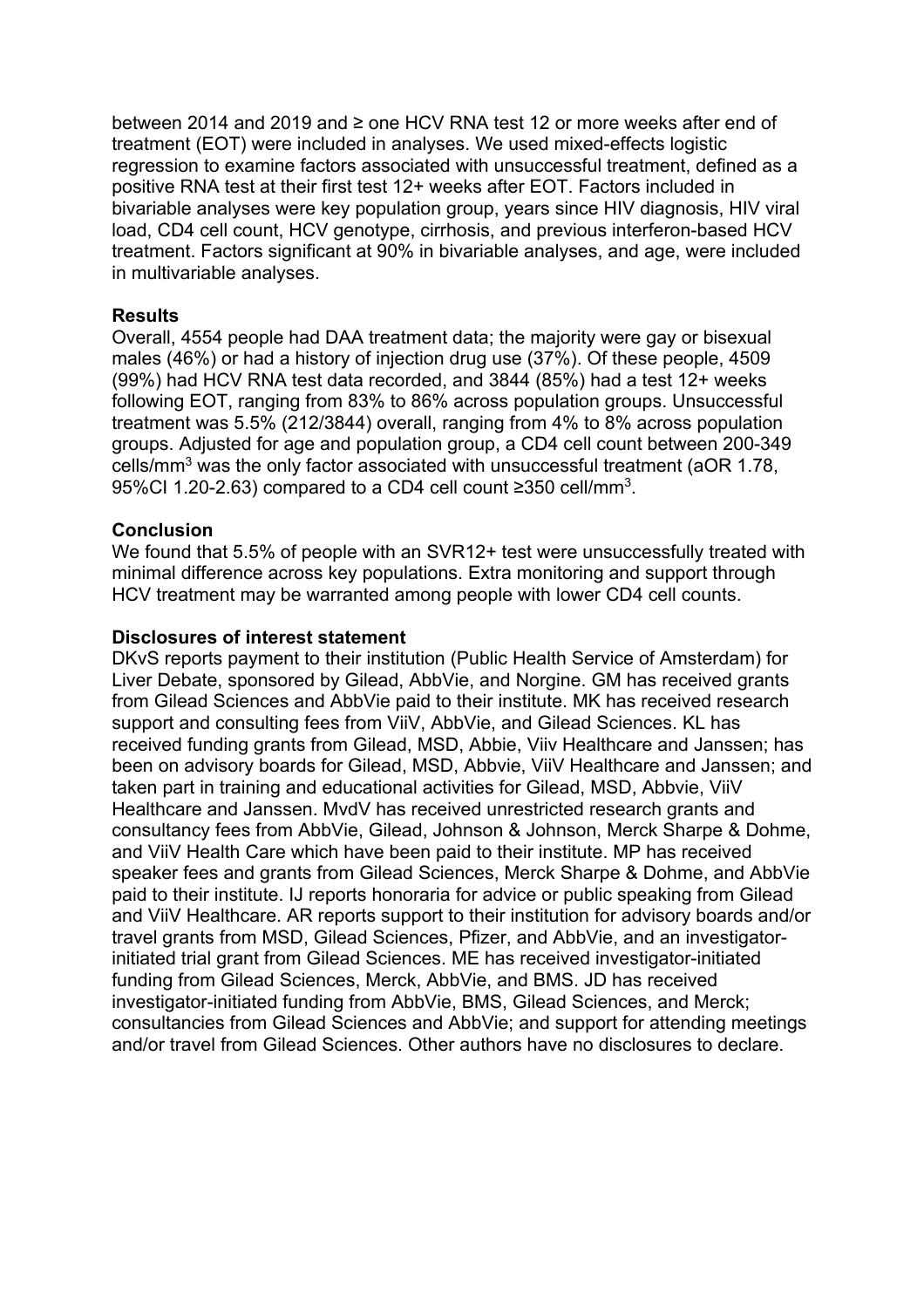between 2014 and 2019 and ≥ one HCV RNA test 12 or more weeks after end of treatment (EOT) were included in analyses. We used mixed-effects logistic regression to examine factors associated with unsuccessful treatment, defined as a positive RNA test at their first test 12+ weeks after EOT. Factors included in bivariable analyses were key population group, years since HIV diagnosis, HIV viral load, CD4 cell count, HCV genotype, cirrhosis, and previous interferon-based HCV treatment. Factors significant at 90% in bivariable analyses, and age, were included in multivariable analyses.

**Results**

Overall, 4554 people had DAA treatment data; the majority were gay or bisexual males (46%) or had a history of injection drug use (37%). Of these people, 4509 (99%) had HCV RNA test data recorded, and 3844 (85%) had a test 12+ weeks following EOT, ranging from 83% to 86% across population groups. Unsuccessful treatment was 5.5% (212/3844) overall, ranging from 4% to 8% across population groups. Adjusted for age and population group, a CD4 cell count between 200-349 cells/$mm^3$ was the only factor associated with unsuccessful treatment (aOR 1.78, 95%CI 1.20-2.63) compared to a CD4 cell count ≥350 cell/$mm^3$.

**Conclusion**

We found that 5.5% of people with an SVR12+ test were unsuccessfully treated with minimal difference across key populations. Extra monitoring and support through HCV treatment may be warranted among people with lower CD4 cell counts.

**Disclosures of interest statement**

DKvS reports payment to their institution (Public Health Service of Amsterdam) for Liver Debate, sponsored by Gilead, AbbVie, and Norgine. GM has received grants from Gilead Sciences and AbbVie paid to their institute. MK has received research support and consulting fees from ViiV, AbbVie, and Gilead Sciences. KL has received funding grants from Gilead, MSD, Abbie, Viiv Healthcare and Janssen; has been on advisory boards for Gilead, MSD, Abbvie, ViiV Healthcare and Janssen; and taken part in training and educational activities for Gilead, MSD, Abbvie, ViiV Healthcare and Janssen. MvdV has received unrestricted research grants and consultancy fees from AbbVie, Gilead, Johnson & Johnson, Merck Sharpe & Dohme, and ViiV Health Care which have been paid to their institute. MP has received speaker fees and grants from Gilead Sciences, Merck Sharpe & Dohme, and AbbVie paid to their institute. IJ reports honoraria for advice or public speaking from Gilead and ViiV Healthcare. AR reports support to their institution for advisory boards and/or travel grants from MSD, Gilead Sciences, Pfizer, and AbbVie, and an investigator-initiated trial grant from Gilead Sciences. ME has received investigator-initiated funding from Gilead Sciences, Merck, AbbVie, and BMS. JD has received investigator-initiated funding from AbbVie, BMS, Gilead Sciences, and Merck; consultancies from Gilead Sciences and AbbVie; and support for attending meetings and/or travel from Gilead Sciences. Other authors have no disclosures to declare.